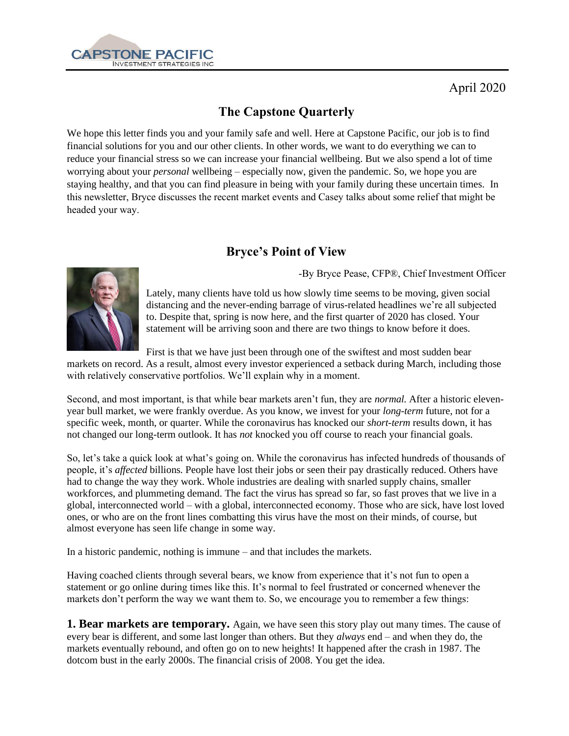CAPSTONE PACIFIC
INVESTMENT STRATEGIES INC

April 2020

# The Capstone Quarterly

We hope this letter finds you and your family safe and well. Here at Capstone Pacific, our job is to find financial solutions for you and our other clients. In other words, we want to do everything we can to reduce your financial stress so we can increase your financial wellbeing. But we also spend a lot of time worrying about your *personal* wellbeing – especially now, given the pandemic. So, we hope you are staying healthy, and that you can find pleasure in being with your family during these uncertain times. In this newsletter, Bryce discusses the recent market events and Casey talks about some relief that might be headed your way.

## Bryce's Point of View

-By Bryce Pease, CFP®, Chief Investment Officer

Lately, many clients have told us how slowly time seems to be moving, given social distancing and the never-ending barrage of virus-related headlines we're all subjected to. Despite that, spring is now here, and the first quarter of 2020 has closed. Your statement will be arriving soon and there are two things to know before it does.

First is that we have just been through one of the swiftest and most sudden bear markets on record. As a result, almost every investor experienced a setback during March, including those with relatively conservative portfolios. We'll explain why in a moment.

Second, and most important, is that while bear markets aren't fun, they are *normal.* After a historic eleven-year bull market, we were frankly overdue. As you know, we invest for your *long-term* future, not for a specific week, month, or quarter. While the coronavirus has knocked our *short-term* results down, it has not changed our long-term outlook. It has *not* knocked you off course to reach your financial goals.

So, let's take a quick look at what's going on. While the coronavirus has infected hundreds of thousands of people, it's *affected* billions. People have lost their jobs or seen their pay drastically reduced. Others have had to change the way they work. Whole industries are dealing with snarled supply chains, smaller workforces, and plummeting demand. The fact the virus has spread so far, so fast proves that we live in a global, interconnected world – with a global, interconnected economy. Those who are sick, have lost loved ones, or who are on the front lines combatting this virus have the most on their minds, of course, but almost everyone has seen life change in some way.

In a historic pandemic, nothing is immune – and that includes the markets.

Having coached clients through several bears, we know from experience that it's not fun to open a statement or go online during times like this. It's normal to feel frustrated or concerned whenever the markets don't perform the way we want them to. So, we encourage you to remember a few things:

**1. Bear markets are temporary.** Again, we have seen this story play out many times. The cause of every bear is different, and some last longer than others. But they *always* end – and when they do, the markets eventually rebound, and often go on to new heights! It happened after the crash in 1987. The dotcom bust in the early 2000s. The financial crisis of 2008. You get the idea.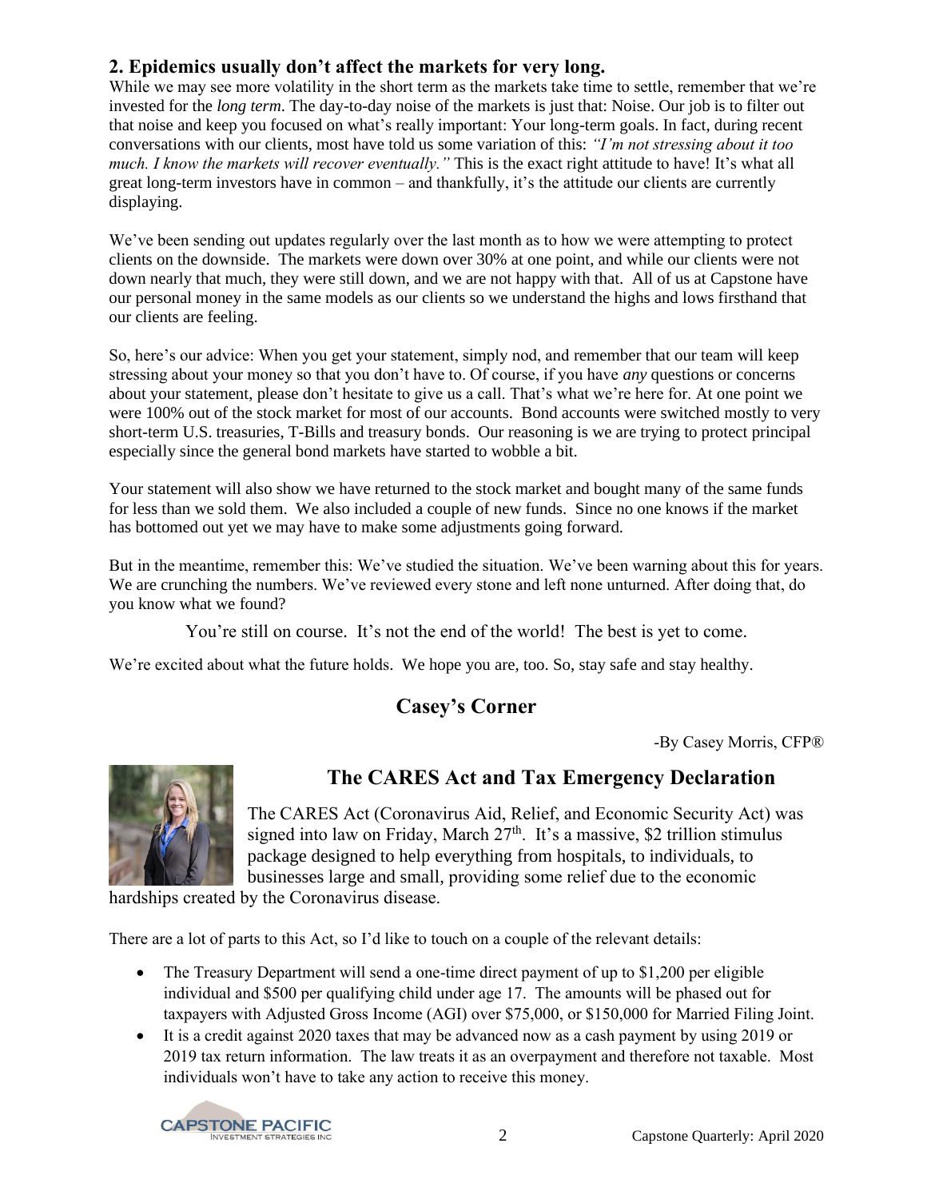## 2. Epidemics usually don't affect the markets for very long.

While we may see more volatility in the short term as the markets take time to settle, remember that we're invested for the *long term*. The day-to-day noise of the markets is just that: Noise. Our job is to filter out that noise and keep you focused on what's really important: Your long-term goals. In fact, during recent conversations with our clients, most have told us some variation of this: *"I'm not stressing about it too much. I know the markets will recover eventually."* This is the exact right attitude to have! It's what all great long-term investors have in common – and thankfully, it's the attitude our clients are currently displaying.

We've been sending out updates regularly over the last month as to how we were attempting to protect clients on the downside. The markets were down over 30% at one point, and while our clients were not down nearly that much, they were still down, and we are not happy with that. All of us at Capstone have our personal money in the same models as our clients so we understand the highs and lows firsthand that our clients are feeling.

So, here's our advice: When you get your statement, simply nod, and remember that our team will keep stressing about your money so that you don't have to. Of course, if you have *any* questions or concerns about your statement, please don't hesitate to give us a call. That's what we're here for. At one point we were 100% out of the stock market for most of our accounts. Bond accounts were switched mostly to very short-term U.S. treasuries, T-Bills and treasury bonds. Our reasoning is we are trying to protect principal especially since the general bond markets have started to wobble a bit.

Your statement will also show we have returned to the stock market and bought many of the same funds for less than we sold them. We also included a couple of new funds. Since no one knows if the market has bottomed out yet we may have to make some adjustments going forward.

But in the meantime, remember this: We've studied the situation. We've been warning about this for years. We are crunching the numbers. We've reviewed every stone and left none unturned. After doing that, do you know what we found?

You're still on course. It's not the end of the world! The best is yet to come.

We're excited about what the future holds. We hope you are, too. So, stay safe and stay healthy.

## Casey's Corner

-By Casey Morris, CFP®

### The CARES Act and Tax Emergency Declaration

The CARES Act (Coronavirus Aid, Relief, and Economic Security Act) was signed into law on Friday, March 27th. It's a massive, $2 trillion stimulus package designed to help everything from hospitals, to individuals, to businesses large and small, providing some relief due to the economic hardships created by the Coronavirus disease.

There are a lot of parts to this Act, so I'd like to touch on a couple of the relevant details:

- The Treasury Department will send a one-time direct payment of up to $1,200 per eligible individual and $500 per qualifying child under age 17. The amounts will be phased out for taxpayers with Adjusted Gross Income (AGI) over $75,000, or $150,000 for Married Filing Joint.
- It is a credit against 2020 taxes that may be advanced now as a cash payment by using 2019 or 2019 tax return information. The law treats it as an overpayment and therefore not taxable. Most individuals won't have to take any action to receive this money.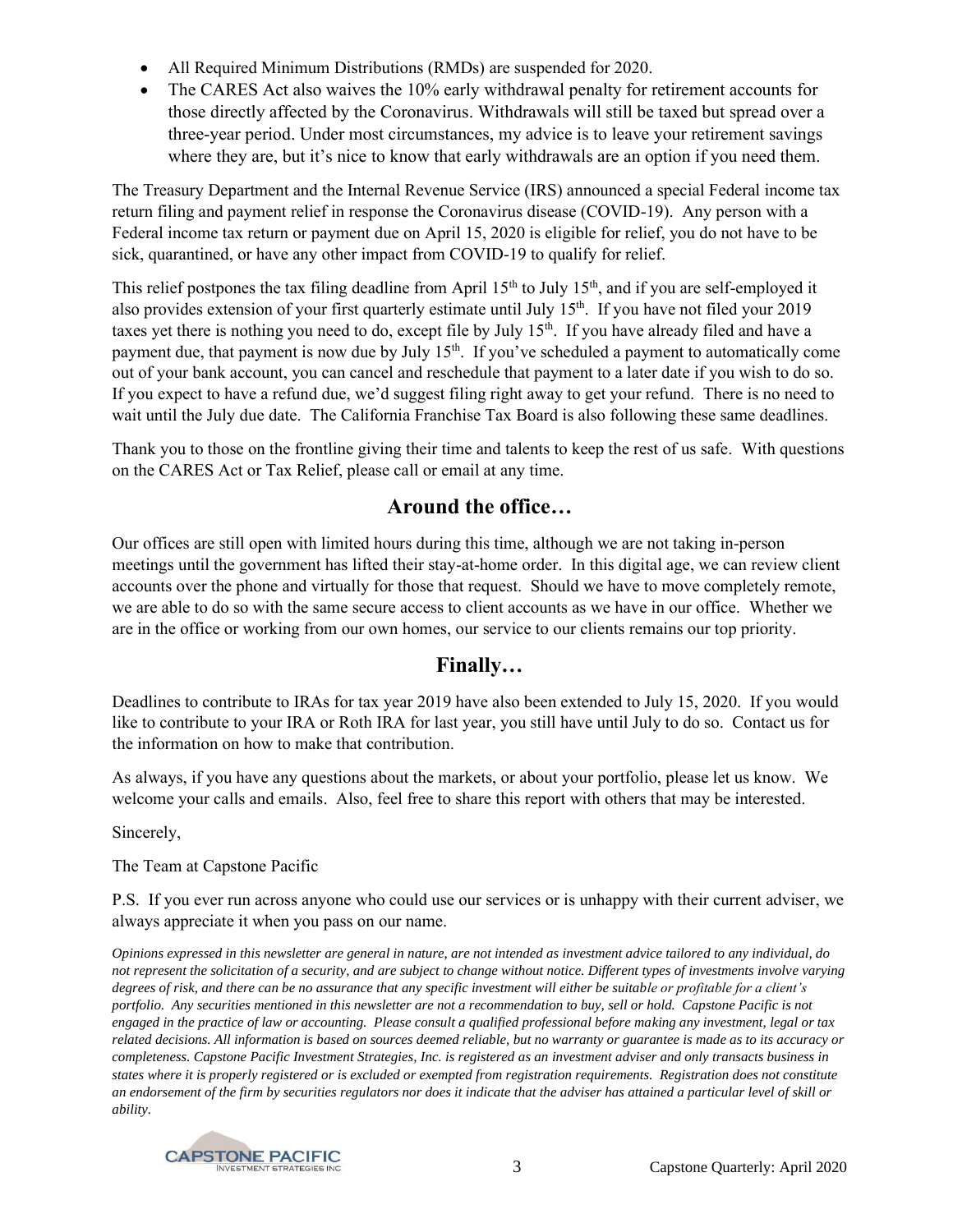- All Required Minimum Distributions (RMDs) are suspended for 2020.
- The CARES Act also waives the 10% early withdrawal penalty for retirement accounts for those directly affected by the Coronavirus. Withdrawals will still be taxed but spread over a three-year period. Under most circumstances, my advice is to leave your retirement savings where they are, but it's nice to know that early withdrawals are an option if you need them.

The Treasury Department and the Internal Revenue Service (IRS) announced a special Federal income tax return filing and payment relief in response the Coronavirus disease (COVID-19). Any person with a Federal income tax return or payment due on April 15, 2020 is eligible for relief, you do not have to be sick, quarantined, or have any other impact from COVID-19 to qualify for relief.

This relief postpones the tax filing deadline from April 15th to July 15th, and if you are self-employed it also provides extension of your first quarterly estimate until July 15th. If you have not filed your 2019 taxes yet there is nothing you need to do, except file by July 15th. If you have already filed and have a payment due, that payment is now due by July 15th. If you've scheduled a payment to automatically come out of your bank account, you can cancel and reschedule that payment to a later date if you wish to do so. If you expect to have a refund due, we'd suggest filing right away to get your refund. There is no need to wait until the July due date. The California Franchise Tax Board is also following these same deadlines.

Thank you to those on the frontline giving their time and talents to keep the rest of us safe. With questions on the CARES Act or Tax Relief, please call or email at any time.

## Around the office…

Our offices are still open with limited hours during this time, although we are not taking in-person meetings until the government has lifted their stay-at-home order. In this digital age, we can review client accounts over the phone and virtually for those that request. Should we have to move completely remote, we are able to do so with the same secure access to client accounts as we have in our office. Whether we are in the office or working from our own homes, our service to our clients remains our top priority.

## Finally…

Deadlines to contribute to IRAs for tax year 2019 have also been extended to July 15, 2020. If you would like to contribute to your IRA or Roth IRA for last year, you still have until July to do so. Contact us for the information on how to make that contribution.

As always, if you have any questions about the markets, or about your portfolio, please let us know. We welcome your calls and emails. Also, feel free to share this report with others that may be interested.

Sincerely,

The Team at Capstone Pacific

P.S. If you ever run across anyone who could use our services or is unhappy with their current adviser, we always appreciate it when you pass on our name.

*Opinions expressed in this newsletter are general in nature, are not intended as investment advice tailored to any individual, do not represent the solicitation of a security, and are subject to change without notice. Different types of investments involve varying degrees of risk, and there can be no assurance that any specific investment will either be suitable or profitable for a client's portfolio. Any securities mentioned in this newsletter are not a recommendation to buy, sell or hold. Capstone Pacific is not engaged in the practice of law or accounting. Please consult a qualified professional before making any investment, legal or tax related decisions. All information is based on sources deemed reliable, but no warranty or guarantee is made as to its accuracy or completeness. Capstone Pacific Investment Strategies, Inc. is registered as an investment adviser and only transacts business in states where it is properly registered or is excluded or exempted from registration requirements. Registration does not constitute an endorsement of the firm by securities regulators nor does it indicate that the adviser has attained a particular level of skill or ability.*